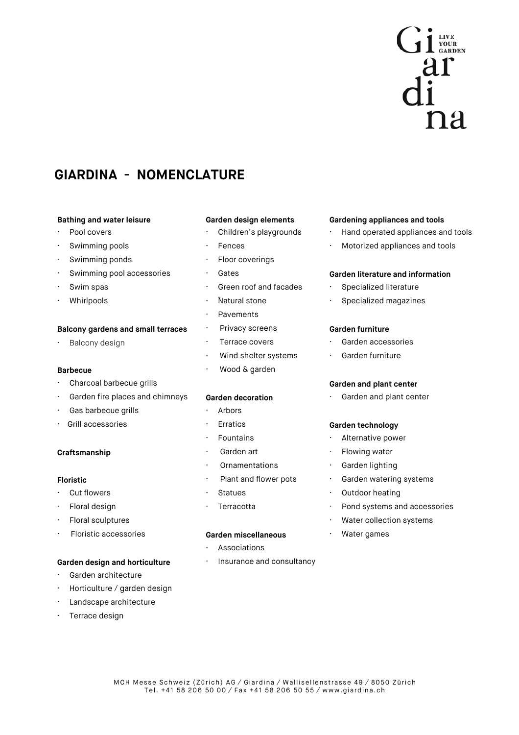# GIARDINA – NOMENCLATURE

**Bathing and water leisure**
- Pool covers
- Swimming pools
- Swimming ponds
- Swimming pool accessories
- Swim spas
- Whirlpools

**Balcony gardens and small terraces**
- Balcony design

**Barbecue**
- Charcoal barbecue grills
- Garden fire places and chimneys
- Gas barbecue grills
- Grill accessories

**Craftsmanship**

**Floristic**
- Cut flowers
- Floral design
- Floral sculptures
- Floristic accessories

**Garden design and horticulture**
- Garden architecture
- Horticulture / garden design
- Landscape architecture
- Terrace design

**Garden design elements**
- Children's playgrounds
- Fences
- Floor coverings
- Gates
- Green roof and facades
- Natural stone
- Pavements
- Privacy screens
- Terrace covers
- Wind shelter systems
- Wood & garden

**Garden decoration**
- Arbors
- Erratics
- Fountains
- Garden art
- Ornamentations
- Plant and flower pots
- Statues
- Terracotta

**Garden miscellaneous**
- Associations
- Insurance and consultancy

**Gardening appliances and tools**
- Hand operated appliances and tools
- Motorized appliances and tools

**Garden literature and information**
- Specialized literature
- Specialized magazines

**Garden furniture**
- Garden accessories
- Garden furniture

**Garden and plant center**
- Garden and plant center

**Garden technology**
- Alternative power
- Flowing water
- Garden lighting
- Garden watering systems
- Outdoor heating
- Pond systems and accessories
- Water collection systems
- Water games

MCH Messe Schweiz (Zürich) AG / Giardina / Wallisellenstrasse 49 / 8050 Zürich
Tel. +41 58 206 50 00 / Fax +41 58 206 50 55 / www.giardina.ch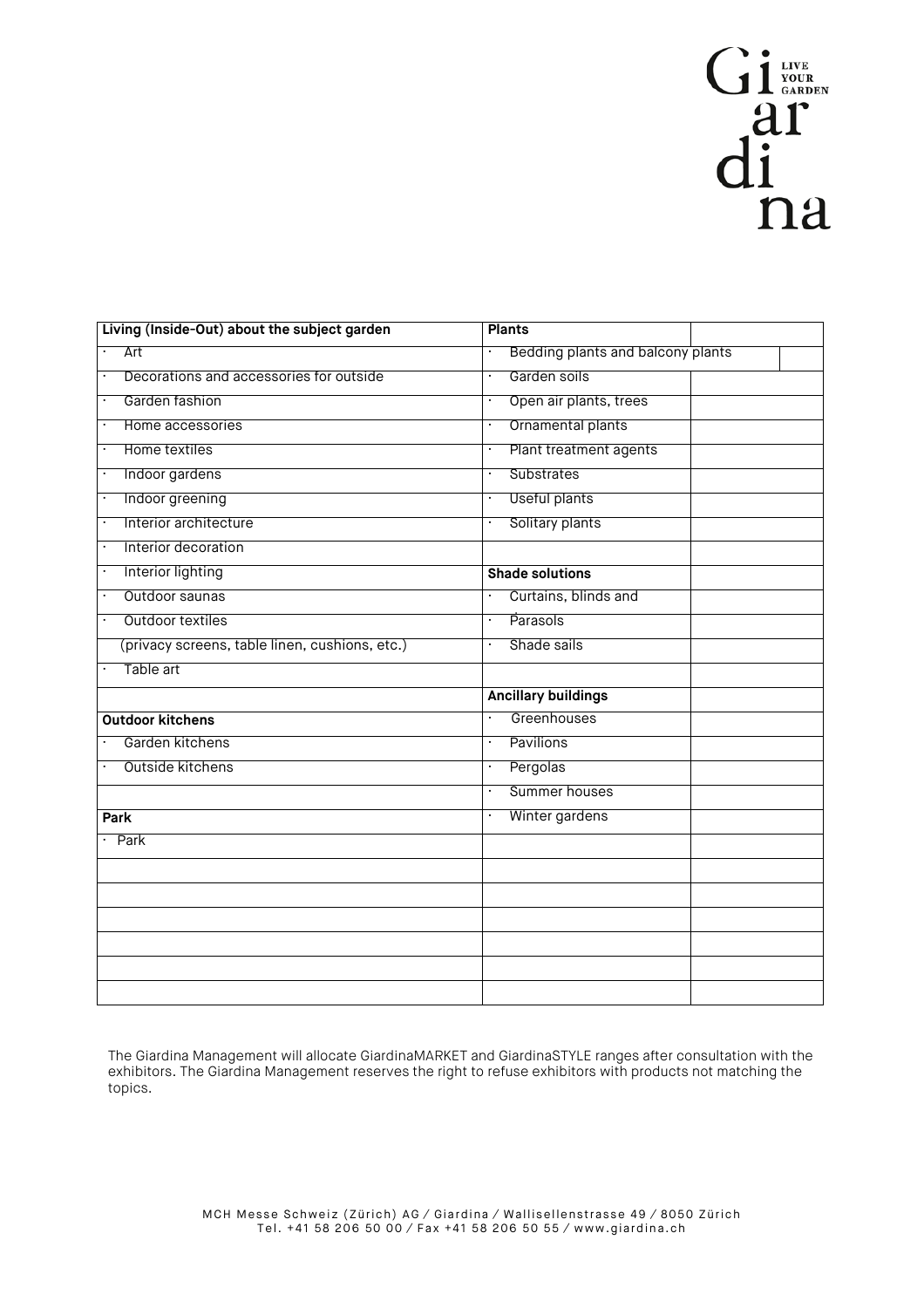| Living (Inside-Out) about the subject garden | Plants | |
|---|---|---|
| · Art | · Bedding plants and balcony plants | |
| · Decorations and accessories for outside | · Garden soils | |
| · Garden fashion | · Open air plants, trees | |
| · Home accessories | · Ornamental plants | |
| · Home textiles | · Plant treatment agents | |
| · Indoor gardens | · Substrates | |
| · Indoor greening | · Useful plants | |
| · Interior architecture | · Solitary plants | |
| · Interior decoration | | |
| · Interior lighting | **Shade solutions** | |
| · Outdoor saunas | · Curtains, blinds and | |
| · Outdoor textiles | · Parasols | |
| (privacy screens, table linen, cushions, etc.) | · Shade sails | |
| · Table art | | |
| | **Ancillary buildings** | |
| **Outdoor kitchens** | · Greenhouses | |
| · Garden kitchens | · Pavilions | |
| · Outside kitchens | · Pergolas | |
| | · Summer houses | |
| **Park** | · Winter gardens | |
| · Park | | |
| | | |
| | | |
| | | |
| | | |
| | | |
| | | |

The Giardina Management will allocate GiardinaMARKET and GiardinaSTYLE ranges after consultation with the exhibitors. The Giardina Management reserves the right to refuse exhibitors with products not matching the topics.

MCH Messe Schweiz (Zürich) AG / Giardina / Wallisellenstrasse 49 / 8050 Zürich
Tel. +41 58 206 50 00 / Fax +41 58 206 50 55 / www.giardina.ch